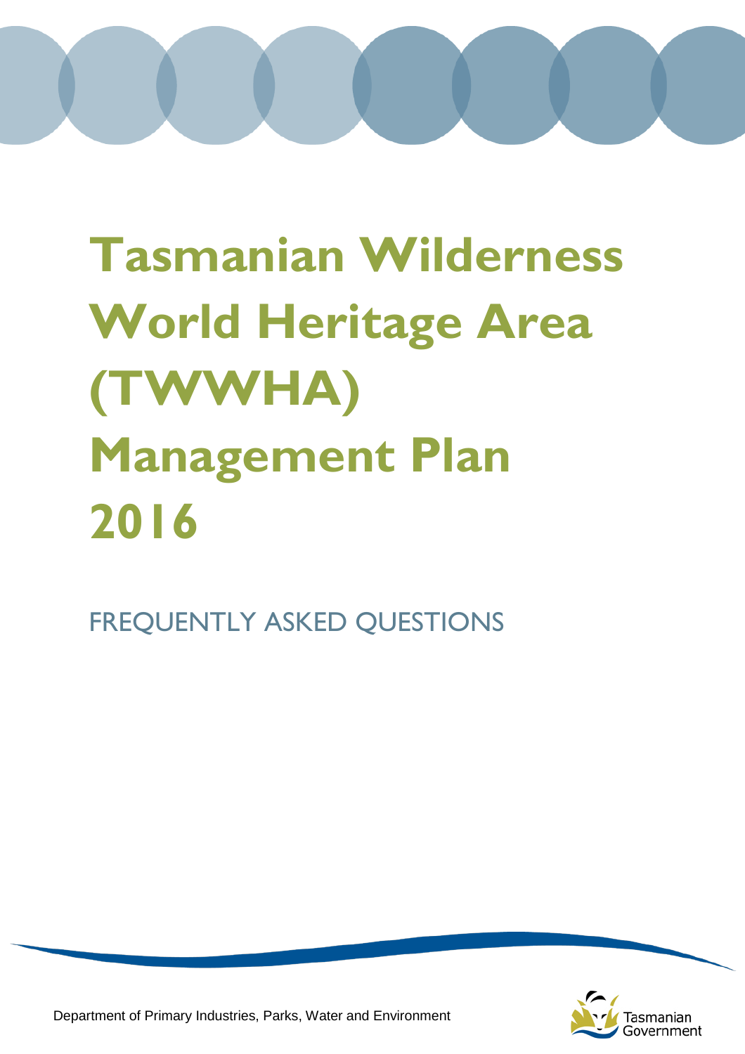# Tasmanian Wilderness World Heritage Area (TWWHA) Management Plan 2016

## FREQUENTLY ASKED QUESTIONS

Department of Primary Industries, Parks, Water and Environment

Tasmanian Government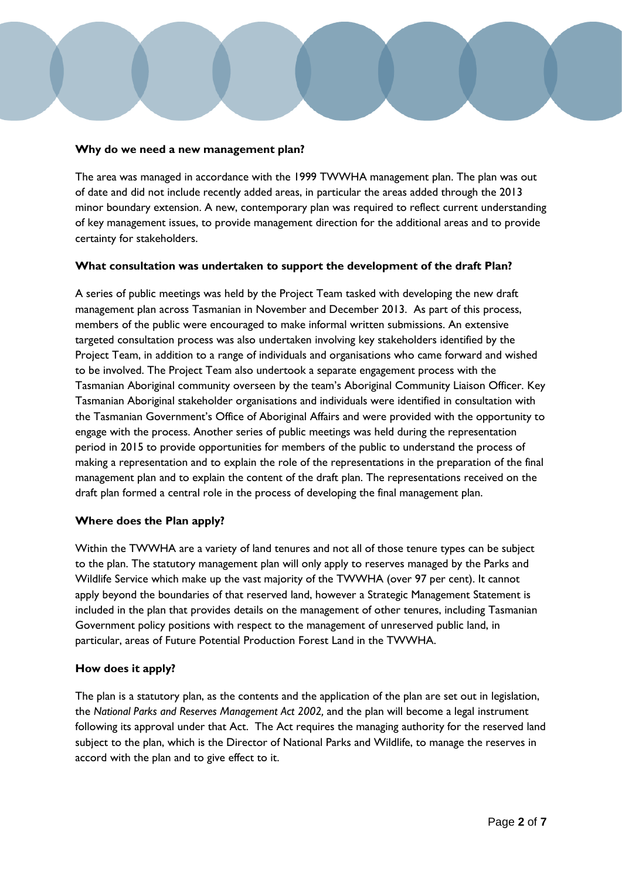**Why do we need a new management plan?**

The area was managed in accordance with the 1999 TWWHA management plan. The plan was out of date and did not include recently added areas, in particular the areas added through the 2013 minor boundary extension. A new, contemporary plan was required to reflect current understanding of key management issues, to provide management direction for the additional areas and to provide certainty for stakeholders.

**What consultation was undertaken to support the development of the draft Plan?**

A series of public meetings was held by the Project Team tasked with developing the new draft management plan across Tasmanian in November and December 2013. As part of this process, members of the public were encouraged to make informal written submissions. An extensive targeted consultation process was also undertaken involving key stakeholders identified by the Project Team, in addition to a range of individuals and organisations who came forward and wished to be involved. The Project Team also undertook a separate engagement process with the Tasmanian Aboriginal community overseen by the team's Aboriginal Community Liaison Officer. Key Tasmanian Aboriginal stakeholder organisations and individuals were identified in consultation with the Tasmanian Government's Office of Aboriginal Affairs and were provided with the opportunity to engage with the process. Another series of public meetings was held during the representation period in 2015 to provide opportunities for members of the public to understand the process of making a representation and to explain the role of the representations in the preparation of the final management plan and to explain the content of the draft plan. The representations received on the draft plan formed a central role in the process of developing the final management plan.

**Where does the Plan apply?**

Within the TWWHA are a variety of land tenures and not all of those tenure types can be subject to the plan. The statutory management plan will only apply to reserves managed by the Parks and Wildlife Service which make up the vast majority of the TWWHA (over 97 per cent). It cannot apply beyond the boundaries of that reserved land, however a Strategic Management Statement is included in the plan that provides details on the management of other tenures, including Tasmanian Government policy positions with respect to the management of unreserved public land, in particular, areas of Future Potential Production Forest Land in the TWWHA.

**How does it apply?**

The plan is a statutory plan, as the contents and the application of the plan are set out in legislation, the *National Parks and Reserves Management Act 2002,* and the plan will become a legal instrument following its approval under that Act. The Act requires the managing authority for the reserved land subject to the plan, which is the Director of National Parks and Wildlife, to manage the reserves in accord with the plan and to give effect to it.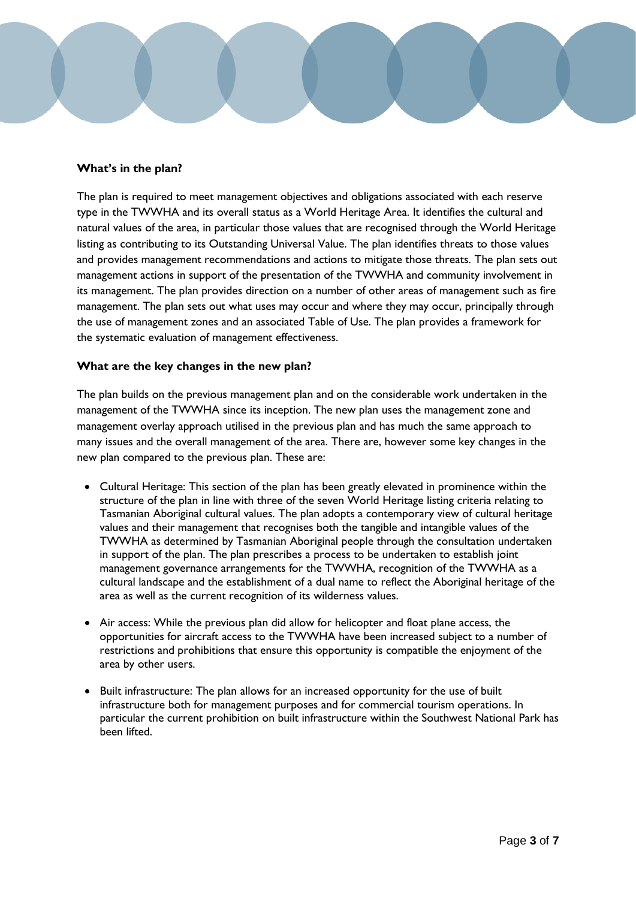**What's in the plan?**

The plan is required to meet management objectives and obligations associated with each reserve type in the TWWHA and its overall status as a World Heritage Area. It identifies the cultural and natural values of the area, in particular those values that are recognised through the World Heritage listing as contributing to its Outstanding Universal Value. The plan identifies threats to those values and provides management recommendations and actions to mitigate those threats. The plan sets out management actions in support of the presentation of the TWWHA and community involvement in its management. The plan provides direction on a number of other areas of management such as fire management. The plan sets out what uses may occur and where they may occur, principally through the use of management zones and an associated Table of Use. The plan provides a framework for the systematic evaluation of management effectiveness.

**What are the key changes in the new plan?**

The plan builds on the previous management plan and on the considerable work undertaken in the management of the TWWHA since its inception. The new plan uses the management zone and management overlay approach utilised in the previous plan and has much the same approach to many issues and the overall management of the area. There are, however some key changes in the new plan compared to the previous plan. These are:

- Cultural Heritage: This section of the plan has been greatly elevated in prominence within the structure of the plan in line with three of the seven World Heritage listing criteria relating to Tasmanian Aboriginal cultural values. The plan adopts a contemporary view of cultural heritage values and their management that recognises both the tangible and intangible values of the TWWHA as determined by Tasmanian Aboriginal people through the consultation undertaken in support of the plan. The plan prescribes a process to be undertaken to establish joint management governance arrangements for the TWWHA, recognition of the TWWHA as a cultural landscape and the establishment of a dual name to reflect the Aboriginal heritage of the area as well as the current recognition of its wilderness values.

- Air access: While the previous plan did allow for helicopter and float plane access, the opportunities for aircraft access to the TWWHA have been increased subject to a number of restrictions and prohibitions that ensure this opportunity is compatible the enjoyment of the area by other users.

- Built infrastructure: The plan allows for an increased opportunity for the use of built infrastructure both for management purposes and for commercial tourism operations. In particular the current prohibition on built infrastructure within the Southwest National Park has been lifted.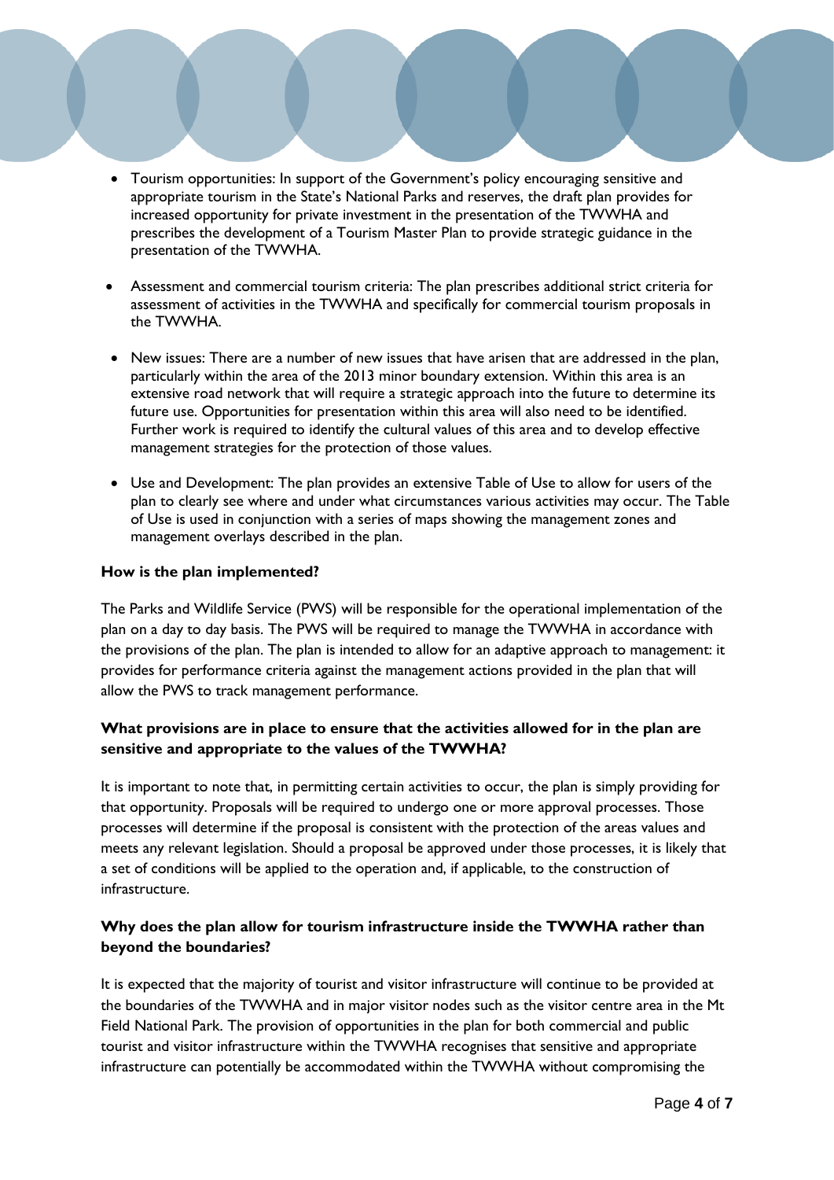- Tourism opportunities: In support of the Government's policy encouraging sensitive and appropriate tourism in the State's National Parks and reserves, the draft plan provides for increased opportunity for private investment in the presentation of the TWWHA and prescribes the development of a Tourism Master Plan to provide strategic guidance in the presentation of the TWWHA.

- Assessment and commercial tourism criteria: The plan prescribes additional strict criteria for assessment of activities in the TWWHA and specifically for commercial tourism proposals in the TWWHA.

- New issues: There are a number of new issues that have arisen that are addressed in the plan, particularly within the area of the 2013 minor boundary extension. Within this area is an extensive road network that will require a strategic approach into the future to determine its future use. Opportunities for presentation within this area will also need to be identified. Further work is required to identify the cultural values of this area and to develop effective management strategies for the protection of those values.

- Use and Development: The plan provides an extensive Table of Use to allow for users of the plan to clearly see where and under what circumstances various activities may occur. The Table of Use is used in conjunction with a series of maps showing the management zones and management overlays described in the plan.

**How is the plan implemented?**

The Parks and Wildlife Service (PWS) will be responsible for the operational implementation of the plan on a day to day basis. The PWS will be required to manage the TWWHA in accordance with the provisions of the plan. The plan is intended to allow for an adaptive approach to management: it provides for performance criteria against the management actions provided in the plan that will allow the PWS to track management performance.

**What provisions are in place to ensure that the activities allowed for in the plan are sensitive and appropriate to the values of the TWWHA?**

It is important to note that, in permitting certain activities to occur, the plan is simply providing for that opportunity. Proposals will be required to undergo one or more approval processes. Those processes will determine if the proposal is consistent with the protection of the areas values and meets any relevant legislation. Should a proposal be approved under those processes, it is likely that a set of conditions will be applied to the operation and, if applicable, to the construction of infrastructure.

**Why does the plan allow for tourism infrastructure inside the TWWHA rather than beyond the boundaries?**

It is expected that the majority of tourist and visitor infrastructure will continue to be provided at the boundaries of the TWWHA and in major visitor nodes such as the visitor centre area in the Mt Field National Park. The provision of opportunities in the plan for both commercial and public tourist and visitor infrastructure within the TWWHA recognises that sensitive and appropriate infrastructure can potentially be accommodated within the TWWHA without compromising the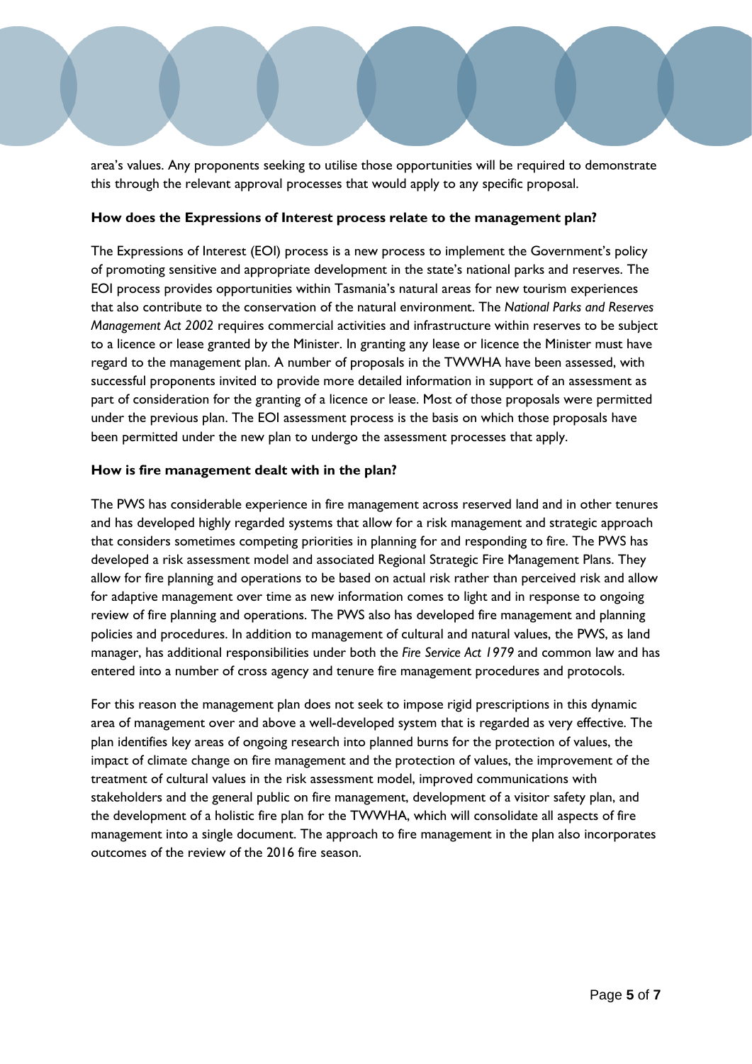area's values. Any proponents seeking to utilise those opportunities will be required to demonstrate this through the relevant approval processes that would apply to any specific proposal.

**How does the Expressions of Interest process relate to the management plan?**

The Expressions of Interest (EOI) process is a new process to implement the Government's policy of promoting sensitive and appropriate development in the state's national parks and reserves. The EOI process provides opportunities within Tasmania's natural areas for new tourism experiences that also contribute to the conservation of the natural environment. The *National Parks and Reserves Management Act 2002* requires commercial activities and infrastructure within reserves to be subject to a licence or lease granted by the Minister. In granting any lease or licence the Minister must have regard to the management plan. A number of proposals in the TWWHA have been assessed, with successful proponents invited to provide more detailed information in support of an assessment as part of consideration for the granting of a licence or lease. Most of those proposals were permitted under the previous plan. The EOI assessment process is the basis on which those proposals have been permitted under the new plan to undergo the assessment processes that apply.

**How is fire management dealt with in the plan?**

The PWS has considerable experience in fire management across reserved land and in other tenures and has developed highly regarded systems that allow for a risk management and strategic approach that considers sometimes competing priorities in planning for and responding to fire. The PWS has developed a risk assessment model and associated Regional Strategic Fire Management Plans. They allow for fire planning and operations to be based on actual risk rather than perceived risk and allow for adaptive management over time as new information comes to light and in response to ongoing review of fire planning and operations. The PWS also has developed fire management and planning policies and procedures. In addition to management of cultural and natural values, the PWS, as land manager, has additional responsibilities under both the *Fire Service Act 1979* and common law and has entered into a number of cross agency and tenure fire management procedures and protocols.

For this reason the management plan does not seek to impose rigid prescriptions in this dynamic area of management over and above a well-developed system that is regarded as very effective. The plan identifies key areas of ongoing research into planned burns for the protection of values, the impact of climate change on fire management and the protection of values, the improvement of the treatment of cultural values in the risk assessment model, improved communications with stakeholders and the general public on fire management, development of a visitor safety plan, and the development of a holistic fire plan for the TWWHA, which will consolidate all aspects of fire management into a single document. The approach to fire management in the plan also incorporates outcomes of the review of the 2016 fire season.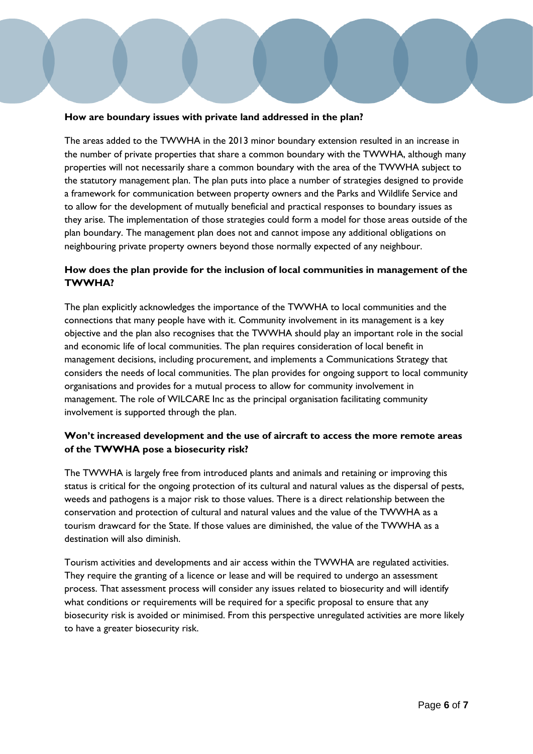**How are boundary issues with private land addressed in the plan?**

The areas added to the TWWHA in the 2013 minor boundary extension resulted in an increase in the number of private properties that share a common boundary with the TWWHA, although many properties will not necessarily share a common boundary with the area of the TWWHA subject to the statutory management plan. The plan puts into place a number of strategies designed to provide a framework for communication between property owners and the Parks and Wildlife Service and to allow for the development of mutually beneficial and practical responses to boundary issues as they arise. The implementation of those strategies could form a model for those areas outside of the plan boundary. The management plan does not and cannot impose any additional obligations on neighbouring private property owners beyond those normally expected of any neighbour.

**How does the plan provide for the inclusion of local communities in management of the TWWHA?**

The plan explicitly acknowledges the importance of the TWWHA to local communities and the connections that many people have with it. Community involvement in its management is a key objective and the plan also recognises that the TWWHA should play an important role in the social and economic life of local communities. The plan requires consideration of local benefit in management decisions, including procurement, and implements a Communications Strategy that considers the needs of local communities. The plan provides for ongoing support to local community organisations and provides for a mutual process to allow for community involvement in management. The role of WILCARE Inc as the principal organisation facilitating community involvement is supported through the plan.

**Won't increased development and the use of aircraft to access the more remote areas of the TWWHA pose a biosecurity risk?**

The TWWHA is largely free from introduced plants and animals and retaining or improving this status is critical for the ongoing protection of its cultural and natural values as the dispersal of pests, weeds and pathogens is a major risk to those values. There is a direct relationship between the conservation and protection of cultural and natural values and the value of the TWWHA as a tourism drawcard for the State. If those values are diminished, the value of the TWWHA as a destination will also diminish.

Tourism activities and developments and air access within the TWWHA are regulated activities. They require the granting of a licence or lease and will be required to undergo an assessment process. That assessment process will consider any issues related to biosecurity and will identify what conditions or requirements will be required for a specific proposal to ensure that any biosecurity risk is avoided or minimised. From this perspective unregulated activities are more likely to have a greater biosecurity risk.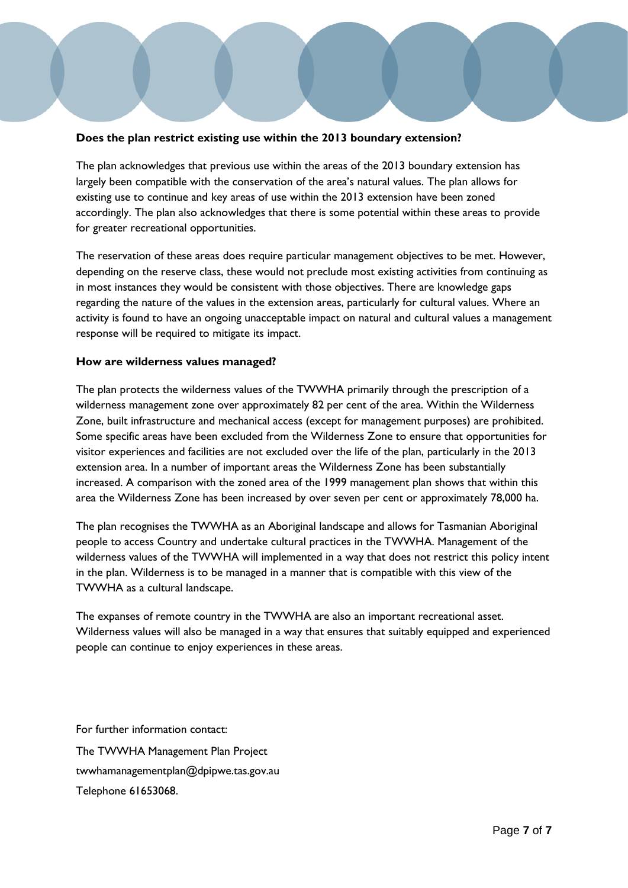**Does the plan restrict existing use within the 2013 boundary extension?**

The plan acknowledges that previous use within the areas of the 2013 boundary extension has largely been compatible with the conservation of the area's natural values. The plan allows for existing use to continue and key areas of use within the 2013 extension have been zoned accordingly. The plan also acknowledges that there is some potential within these areas to provide for greater recreational opportunities.

The reservation of these areas does require particular management objectives to be met. However, depending on the reserve class, these would not preclude most existing activities from continuing as in most instances they would be consistent with those objectives. There are knowledge gaps regarding the nature of the values in the extension areas, particularly for cultural values. Where an activity is found to have an ongoing unacceptable impact on natural and cultural values a management response will be required to mitigate its impact.

**How are wilderness values managed?**

The plan protects the wilderness values of the TWWHA primarily through the prescription of a wilderness management zone over approximately 82 per cent of the area. Within the Wilderness Zone, built infrastructure and mechanical access (except for management purposes) are prohibited. Some specific areas have been excluded from the Wilderness Zone to ensure that opportunities for visitor experiences and facilities are not excluded over the life of the plan, particularly in the 2013 extension area. In a number of important areas the Wilderness Zone has been substantially increased. A comparison with the zoned area of the 1999 management plan shows that within this area the Wilderness Zone has been increased by over seven per cent or approximately 78,000 ha.

The plan recognises the TWWHA as an Aboriginal landscape and allows for Tasmanian Aboriginal people to access Country and undertake cultural practices in the TWWHA. Management of the wilderness values of the TWWHA will implemented in a way that does not restrict this policy intent in the plan. Wilderness is to be managed in a manner that is compatible with this view of the TWWHA as a cultural landscape.

The expanses of remote country in the TWWHA are also an important recreational asset. Wilderness values will also be managed in a way that ensures that suitably equipped and experienced people can continue to enjoy experiences in these areas.

For further information contact:

The TWWHA Management Plan Project

twwhamanagementplan@dpipwe.tas.gov.au

Telephone 61653068.